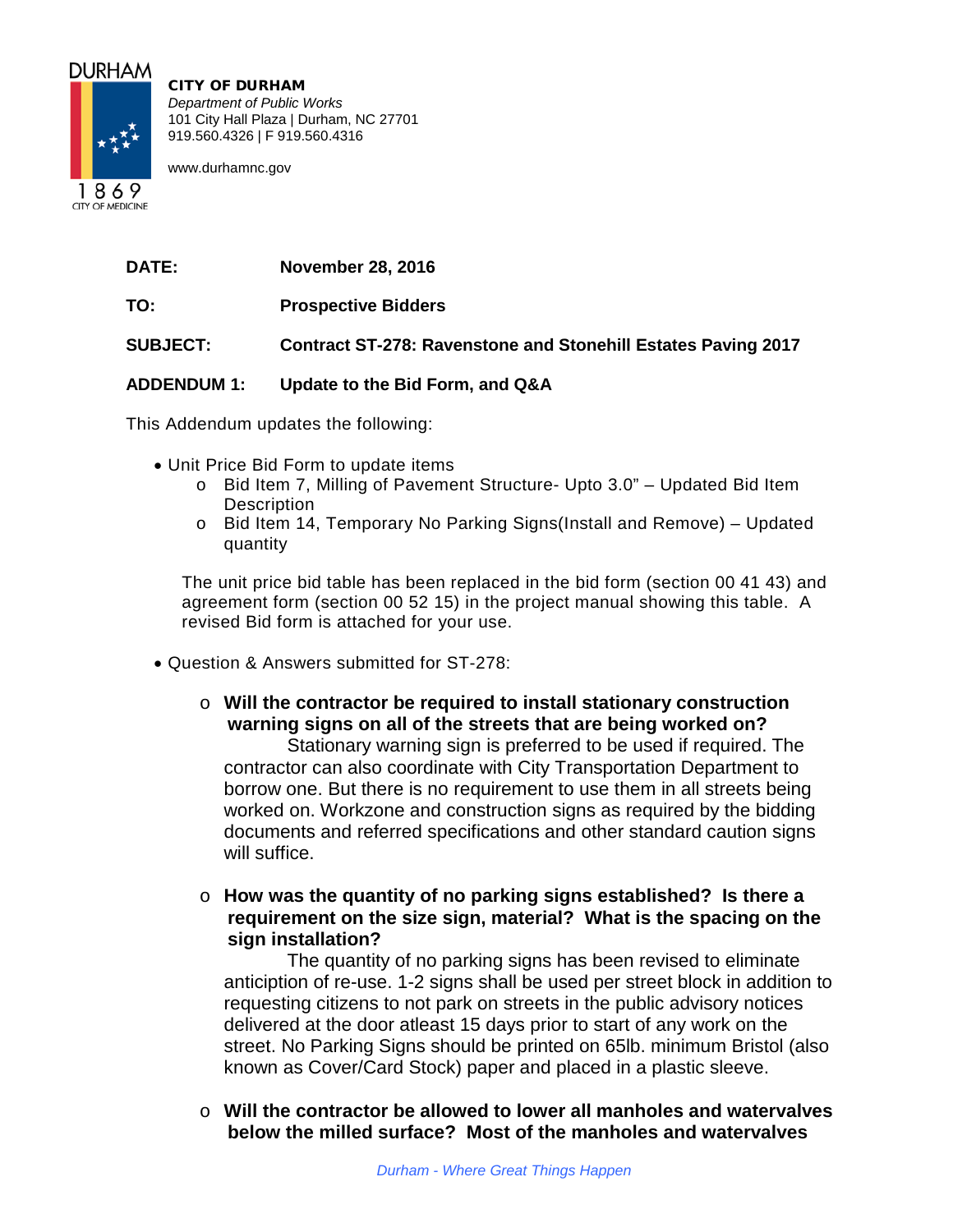**CITY OF DURHAM**
*Department of Public Works*
101 City Hall Plaza | Durham, NC 27701
919.560.4326 | F 919.560.4316

www.durhamnc.gov

**DATE:** **November 28, 2016**

**TO:** **Prospective Bidders**

**SUBJECT:** **Contract ST-278: Ravenstone and Stonehill Estates Paving 2017**

**ADDENDUM 1:** **Update to the Bid Form, and Q&A**

This Addendum updates the following:

- Unit Price Bid Form to update items
  - Bid Item 7, Milling of Pavement Structure- Upto 3.0" – Updated Bid Item Description
  - Bid Item 14, Temporary No Parking Signs(Install and Remove) – Updated quantity

  The unit price bid table has been replaced in the bid form (section 00 41 43) and agreement form (section 00 52 15) in the project manual showing this table. A revised Bid form is attached for your use.

- Question & Answers submitted for ST-278:
  - **Will the contractor be required to install stationary construction warning signs on all of the streets that are being worked on?**
    Stationary warning sign is preferred to be used if required. The contractor can also coordinate with City Transportation Department to borrow one. But there is no requirement to use them in all streets being worked on. Workzone and construction signs as required by the bidding documents and referred specifications and other standard caution signs will suffice.
  - **How was the quantity of no parking signs established? Is there a requirement on the size sign, material? What is the spacing on the sign installation?**
    The quantity of no parking signs has been revised to eliminate anticiption of re-use. 1-2 signs shall be used per street block in addition to requesting citizens to not park on streets in the public advisory notices delivered at the door atleast 15 days prior to start of any work on the street. No Parking Signs should be printed on 65lb. minimum Bristol (also known as Cover/Card Stock) paper and placed in a plastic sleeve.
  - **Will the contractor be allowed to lower all manholes and watervalves below the milled surface? Most of the manholes and watervalves**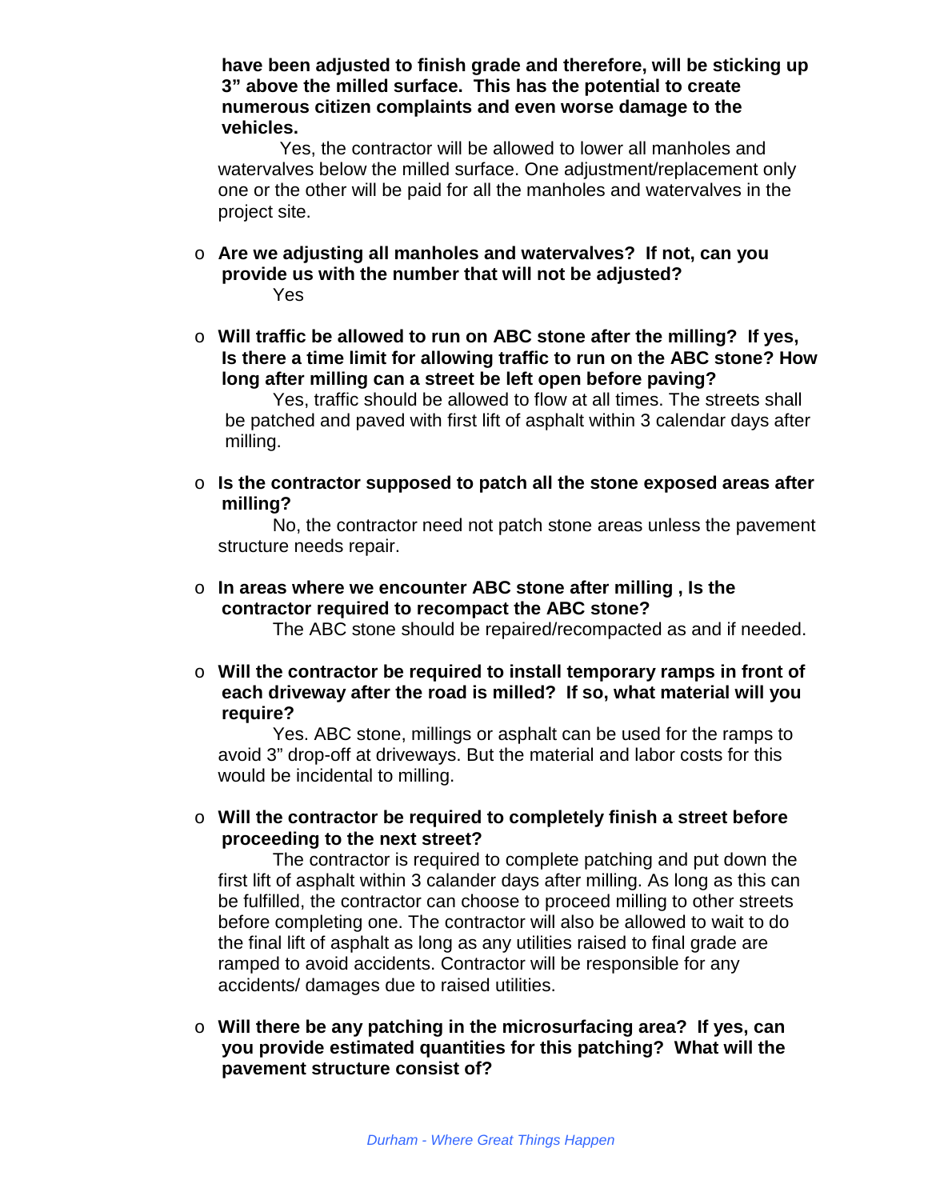**have been adjusted to finish grade and therefore, will be sticking up 3" above the milled surface. This has the potential to create numerous citizen complaints and even worse damage to the vehicles.**

Yes, the contractor will be allowed to lower all manholes and watervalves below the milled surface. One adjustment/replacement only one or the other will be paid for all the manholes and watervalves in the project site.

- **Are we adjusting all manholes and watervalves? If not, can you provide us with the number that will not be adjusted?**

  Yes

- **Will traffic be allowed to run on ABC stone after the milling? If yes, Is there a time limit for allowing traffic to run on the ABC stone? How long after milling can a street be left open before paving?**

  Yes, traffic should be allowed to flow at all times. The streets shall be patched and paved with first lift of asphalt within 3 calendar days after milling.

- **Is the contractor supposed to patch all the stone exposed areas after milling?**

  No, the contractor need not patch stone areas unless the pavement structure needs repair.

- **In areas where we encounter ABC stone after milling , Is the contractor required to recompact the ABC stone?**

  The ABC stone should be repaired/recompacted as and if needed.

- **Will the contractor be required to install temporary ramps in front of each driveway after the road is milled? If so, what material will you require?**

  Yes. ABC stone, millings or asphalt can be used for the ramps to avoid 3" drop-off at driveways. But the material and labor costs for this would be incidental to milling.

- **Will the contractor be required to completely finish a street before proceeding to the next street?**

  The contractor is required to complete patching and put down the first lift of asphalt within 3 calander days after milling. As long as this can be fulfilled, the contractor can choose to proceed milling to other streets before completing one. The contractor will also be allowed to wait to do the final lift of asphalt as long as any utilities raised to final grade are ramped to avoid accidents. Contractor will be responsible for any accidents/ damages due to raised utilities.

- **Will there be any patching in the microsurfacing area? If yes, can you provide estimated quantities for this patching? What will the pavement structure consist of?**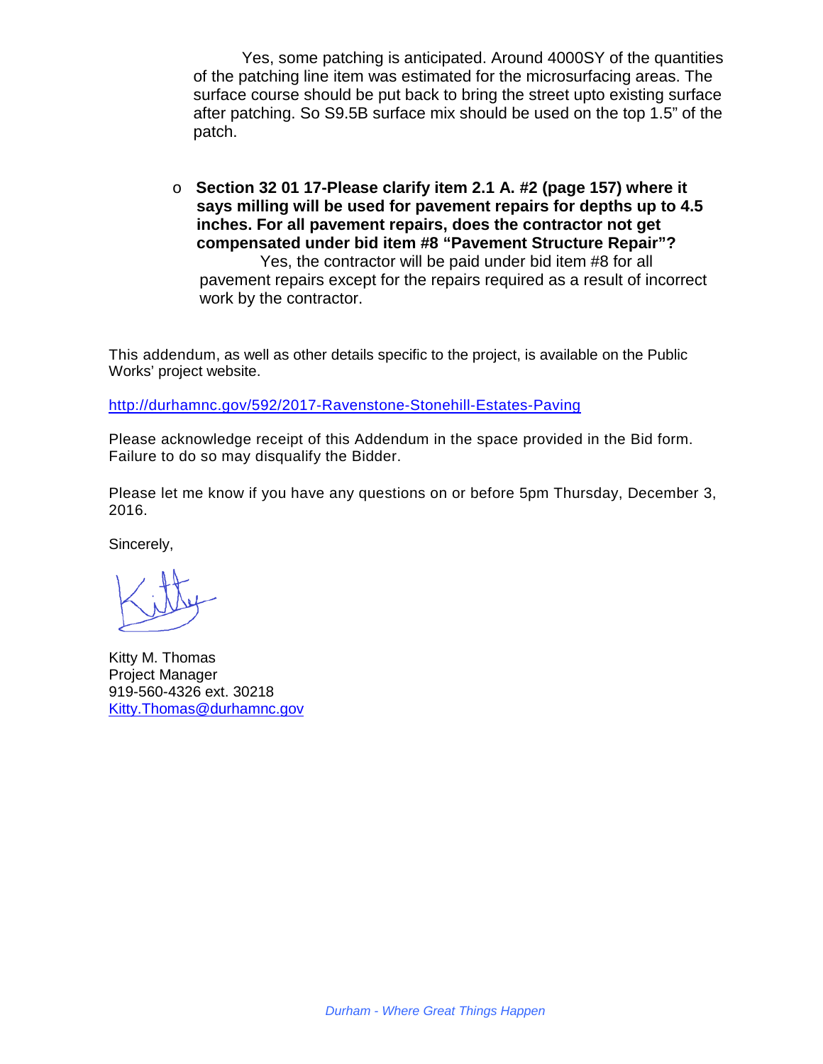Yes, some patching is anticipated. Around 4000SY of the quantities of the patching line item was estimated for the microsurfacing areas. The surface course should be put back to bring the street upto existing surface after patching. So S9.5B surface mix should be used on the top 1.5" of the patch.

- **Section 32 01 17-Please clarify item 2.1 A. #2 (page 157) where it says milling will be used for pavement repairs for depths up to 4.5 inches. For all pavement repairs, does the contractor not get compensated under bid item #8 "Pavement Structure Repair"?**

  Yes, the contractor will be paid under bid item #8 for all pavement repairs except for the repairs required as a result of incorrect work by the contractor.

This addendum, as well as other details specific to the project, is available on the Public Works' project website.

http://durhamnc.gov/592/2017-Ravenstone-Stonehill-Estates-Paving

Please acknowledge receipt of this Addendum in the space provided in the Bid form. Failure to do so may disqualify the Bidder.

Please let me know if you have any questions on or before 5pm Thursday, December 3, 2016.

Sincerely,

Kitty M. Thomas
Project Manager
919-560-4326 ext. 30218
Kitty.Thomas@durhamnc.gov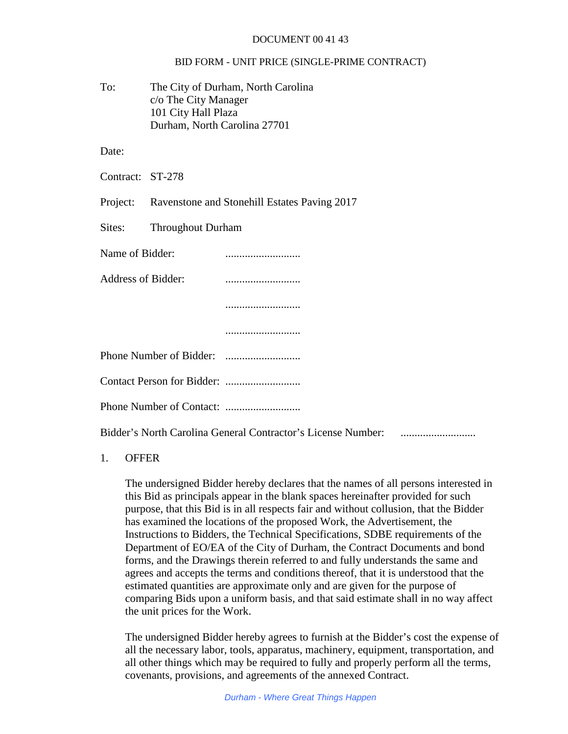DOCUMENT 00 41 43

BID FORM - UNIT PRICE (SINGLE-PRIME CONTRACT)

To: The City of Durham, North Carolina
c/o The City Manager
101 City Hall Plaza
Durham, North Carolina 27701

Date:

Contract: ST-278

Project: Ravenstone and Stonehill Estates Paving 2017

Sites: Throughout Durham

Name of Bidder: ...........................

Address of Bidder: ...........................

...........................

...........................

Phone Number of Bidder: ...........................

Contact Person for Bidder: ...........................

Phone Number of Contact: ...........................

Bidder's North Carolina General Contractor's License Number: ...........................

1. OFFER

The undersigned Bidder hereby declares that the names of all persons interested in this Bid as principals appear in the blank spaces hereinafter provided for such purpose, that this Bid is in all respects fair and without collusion, that the Bidder has examined the locations of the proposed Work, the Advertisement, the Instructions to Bidders, the Technical Specifications, SDBE requirements of the Department of EO/EA of the City of Durham, the Contract Documents and bond forms, and the Drawings therein referred to and fully understands the same and agrees and accepts the terms and conditions thereof, that it is understood that the estimated quantities are approximate only and are given for the purpose of comparing Bids upon a uniform basis, and that said estimate shall in no way affect the unit prices for the Work.

The undersigned Bidder hereby agrees to furnish at the Bidder's cost the expense of all the necessary labor, tools, apparatus, machinery, equipment, transportation, and all other things which may be required to fully and properly perform all the terms, covenants, provisions, and agreements of the annexed Contract.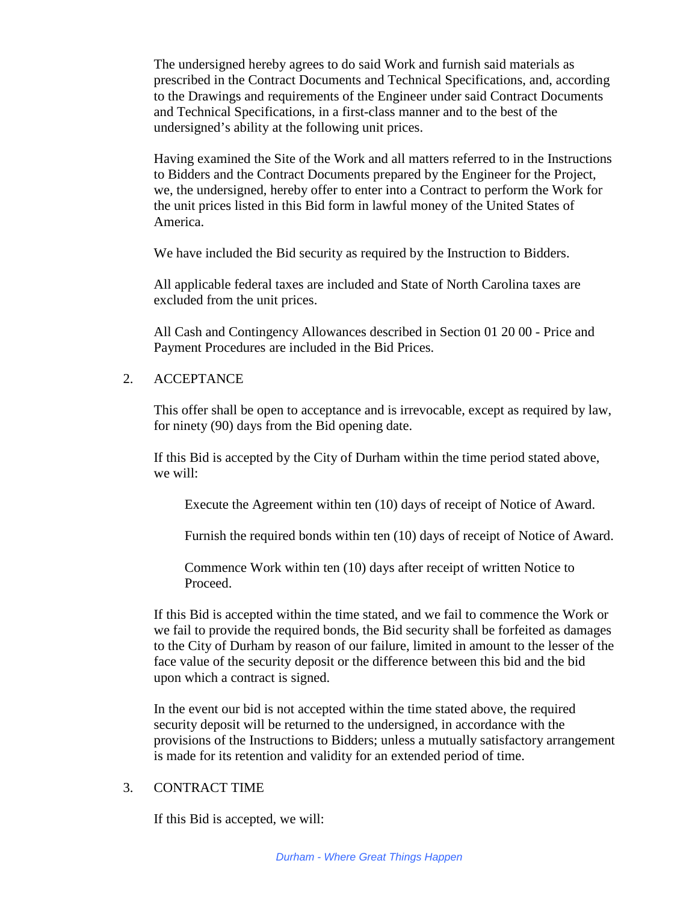The undersigned hereby agrees to do said Work and furnish said materials as prescribed in the Contract Documents and Technical Specifications, and, according to the Drawings and requirements of the Engineer under said Contract Documents and Technical Specifications, in a first-class manner and to the best of the undersigned's ability at the following unit prices.

Having examined the Site of the Work and all matters referred to in the Instructions to Bidders and the Contract Documents prepared by the Engineer for the Project, we, the undersigned, hereby offer to enter into a Contract to perform the Work for the unit prices listed in this Bid form in lawful money of the United States of America.

We have included the Bid security as required by the Instruction to Bidders.

All applicable federal taxes are included and State of North Carolina taxes are excluded from the unit prices.

All Cash and Contingency Allowances described in Section 01 20 00 - Price and Payment Procedures are included in the Bid Prices.

## 2. ACCEPTANCE

This offer shall be open to acceptance and is irrevocable, except as required by law, for ninety (90) days from the Bid opening date.

If this Bid is accepted by the City of Durham within the time period stated above, we will:

Execute the Agreement within ten (10) days of receipt of Notice of Award.

Furnish the required bonds within ten (10) days of receipt of Notice of Award.

Commence Work within ten (10) days after receipt of written Notice to Proceed.

If this Bid is accepted within the time stated, and we fail to commence the Work or we fail to provide the required bonds, the Bid security shall be forfeited as damages to the City of Durham by reason of our failure, limited in amount to the lesser of the face value of the security deposit or the difference between this bid and the bid upon which a contract is signed.

In the event our bid is not accepted within the time stated above, the required security deposit will be returned to the undersigned, in accordance with the provisions of the Instructions to Bidders; unless a mutually satisfactory arrangement is made for its retention and validity for an extended period of time.

## 3. CONTRACT TIME

If this Bid is accepted, we will: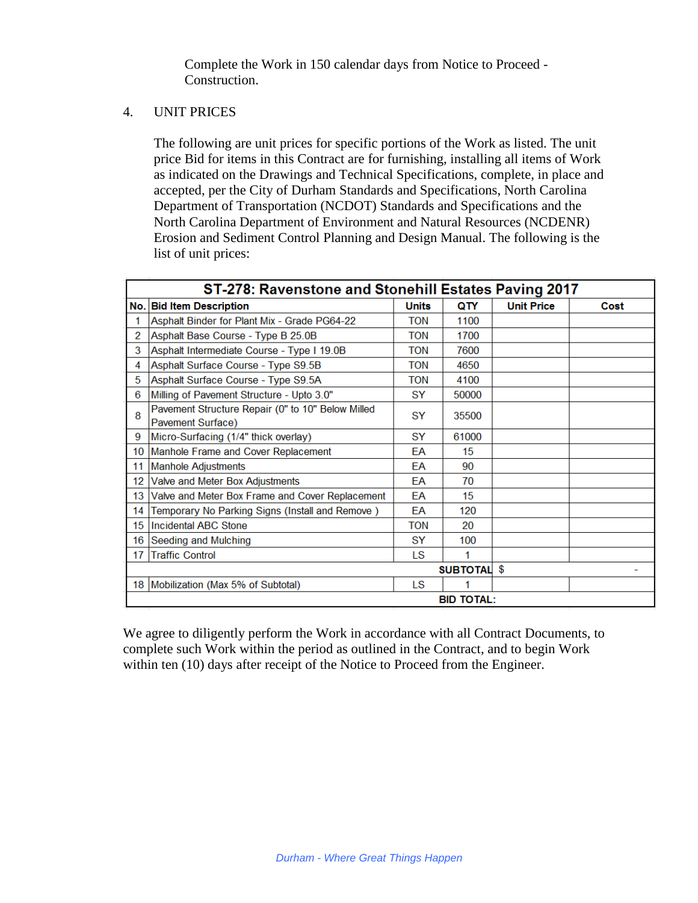Complete the Work in 150 calendar days from Notice to Proceed - Construction.

4. UNIT PRICES

The following are unit prices for specific portions of the Work as listed. The unit price Bid for items in this Contract are for furnishing, installing all items of Work as indicated on the Drawings and Technical Specifications, complete, in place and accepted, per the City of Durham Standards and Specifications, North Carolina Department of Transportation (NCDOT) Standards and Specifications and the North Carolina Department of Environment and Natural Resources (NCDENR) Erosion and Sediment Control Planning and Design Manual. The following is the list of unit prices:

| ST-278: Ravenstone and Stonehill Estates Paving 2017 | | | | | |
|---|---|---|---|---|---|
| **No.** | **Bid Item Description** | **Units** | **QTY** | **Unit Price** | **Cost** |
| 1 | Asphalt Binder for Plant Mix - Grade PG64-22 | TON | 1100 | | |
| 2 | Asphalt Base Course - Type B 25.0B | TON | 1700 | | |
| 3 | Asphalt Intermediate Course - Type I 19.0B | TON | 7600 | | |
| 4 | Asphalt Surface Course - Type S9.5B | TON | 4650 | | |
| 5 | Asphalt Surface Course - Type S9.5A | TON | 4100 | | |
| 6 | Milling of Pavement Structure - Upto 3.0" | SY | 50000 | | |
| 8 | Pavement Structure Repair (0" to 10" Below Milled Pavement Surface) | SY | 35500 | | |
| 9 | Micro-Surfacing (1/4" thick overlay) | SY | 61000 | | |
| 10 | Manhole Frame and Cover Replacement | EA | 15 | | |
| 11 | Manhole Adjustments | EA | 90 | | |
| 12 | Valve and Meter Box Adjustments | EA | 70 | | |
| 13 | Valve and Meter Box Frame and Cover Replacement | EA | 15 | | |
| 14 | Temporary No Parking Signs (Install and Remove ) | EA | 120 | | |
| 15 | Incidental ABC Stone | TON | 20 | | |
| 16 | Seeding and Mulching | SY | 100 | | |
| 17 | Traffic Control | LS | 1 | | |
| | | | **SUBTOTAL** | $ | - |
| 18 | Mobilization (Max 5% of Subtotal) | LS | 1 | | |
| | | | **BID TOTAL:** | | |

We agree to diligently perform the Work in accordance with all Contract Documents, to complete such Work within the period as outlined in the Contract, and to begin Work within ten (10) days after receipt of the Notice to Proceed from the Engineer.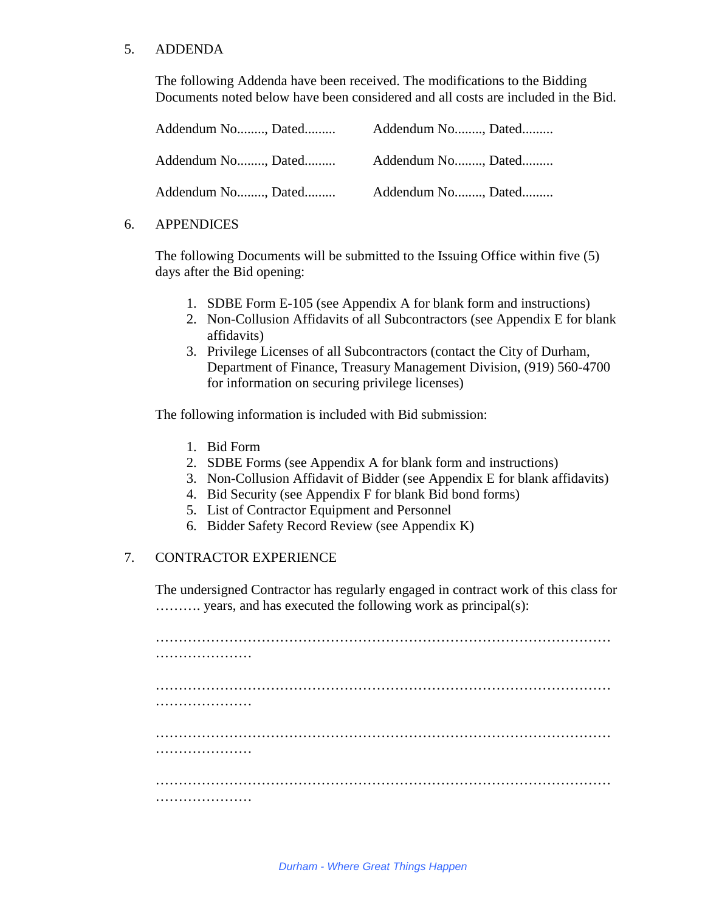## 5. ADDENDA

The following Addenda have been received. The modifications to the Bidding Documents noted below have been considered and all costs are included in the Bid.

Addenda received (six entries, in two columns on the form):

| | |
|---|---|
| Addendum No........, Dated......... | Addendum No........, Dated......... |
| Addendum No........, Dated......... | Addendum No........, Dated......... |
| Addendum No........, Dated......... | Addendum No........, Dated......... |

## 6. APPENDICES

The following Documents will be submitted to the Issuing Office within five (5) days after the Bid opening:

1. SDBE Form E-105 (see Appendix A for blank form and instructions)
2. Non-Collusion Affidavits of all Subcontractors (see Appendix E for blank affidavits)
3. Privilege Licenses of all Subcontractors (contact the City of Durham, Department of Finance, Treasury Management Division, (919) 560-4700 for information on securing privilege licenses)

The following information is included with Bid submission:

1. Bid Form
2. SDBE Forms (see Appendix A for blank form and instructions)
3. Non-Collusion Affidavit of Bidder (see Appendix E for blank affidavits)
4. Bid Security (see Appendix F for blank Bid bond forms)
5. List of Contractor Equipment and Personnel
6. Bidder Safety Record Review (see Appendix K)

## 7. CONTRACTOR EXPERIENCE

The undersigned Contractor has regularly engaged in contract work of this class for ………. years, and has executed the following work as principal(s):

………………………………………………………………………………………… …………………

………………………………………………………………………………………… …………………

………………………………………………………………………………………… …………………

………………………………………………………………………………………… …………………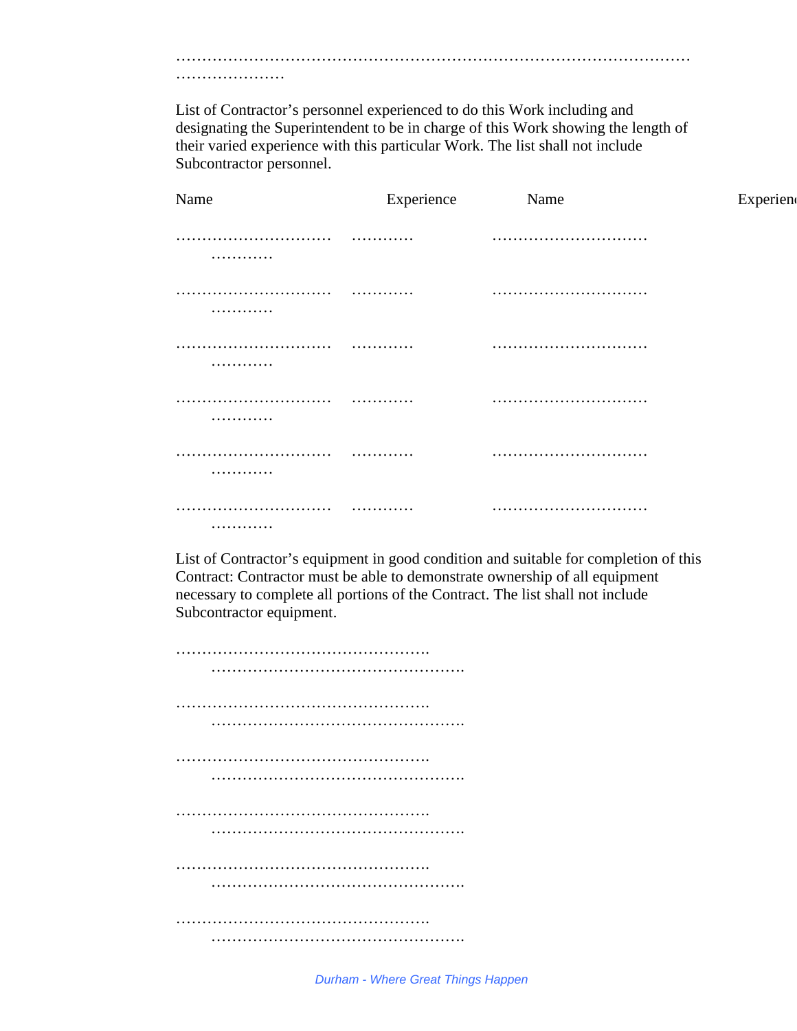……………………………………………………………………………………………
…………………

List of Contractor's personnel experienced to do this Work including and designating the Superintendent to be in charge of this Work showing the length of their varied experience with this particular Work. The list shall not include Subcontractor personnel.

| Name | Experience | Name | Experience |
|---|---|---|---|
| ………………………… | ………… | ………………………… | ………… |
| ………………………… | ………… | ………………………… | ………… |
| ………………………… | ………… | ………………………… | ………… |
| ………………………… | ………… | ………………………… | ………… |
| ………………………… | ………… | ………………………… | ………… |
| ………………………… | ………… | ………………………… | ………… |

List of Contractor's equipment in good condition and suitable for completion of this Contract: Contractor must be able to demonstrate ownership of all equipment necessary to complete all portions of the Contract. The list shall not include Subcontractor equipment.

…………………………………………. ………………………………………….

…………………………………………. ………………………………………….

…………………………………………. ………………………………………….

…………………………………………. ………………………………………….

…………………………………………. ………………………………………….

…………………………………………. ………………………………………….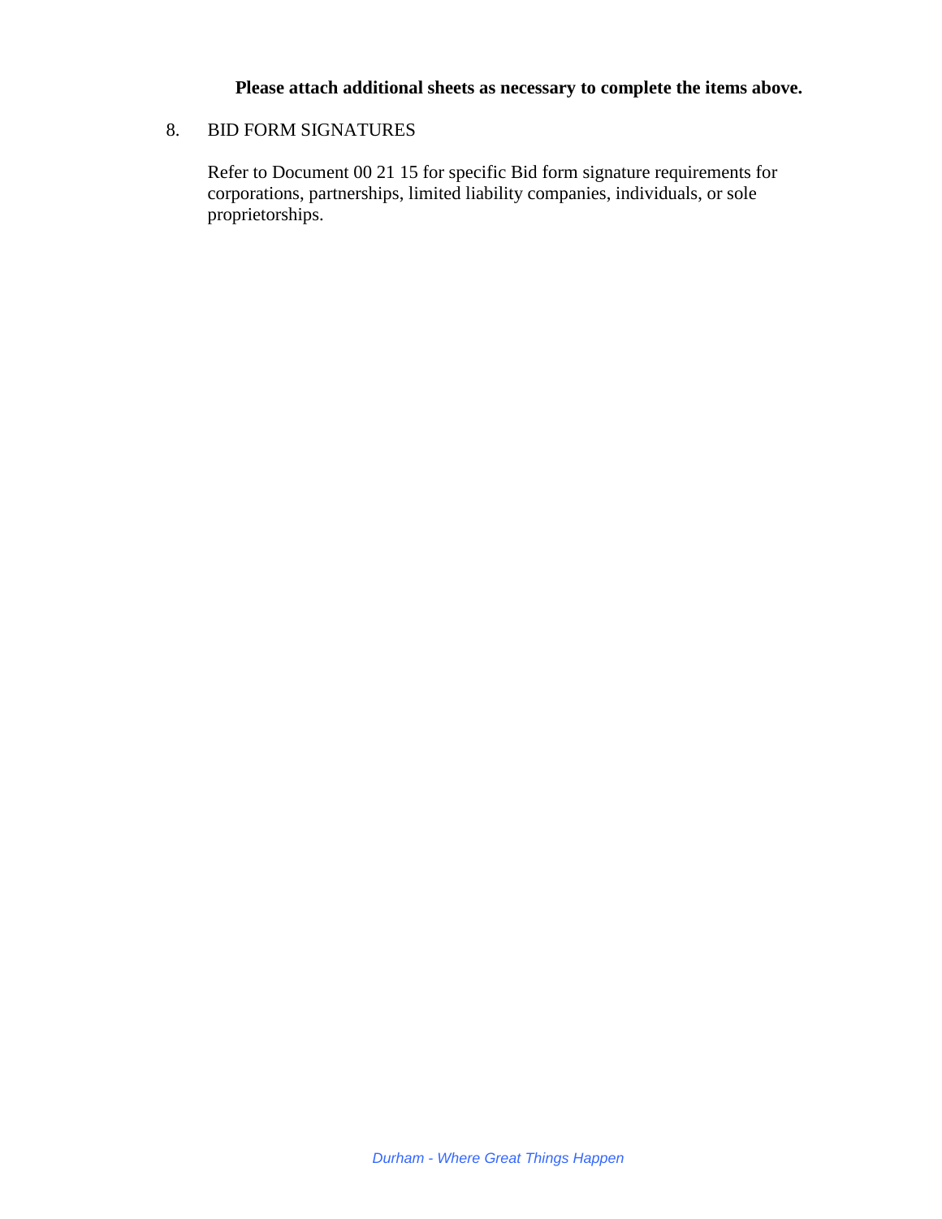**Please attach additional sheets as necessary to complete the items above.**

8. BID FORM SIGNATURES

   Refer to Document 00 21 15 for specific Bid form signature requirements for corporations, partnerships, limited liability companies, individuals, or sole proprietorships.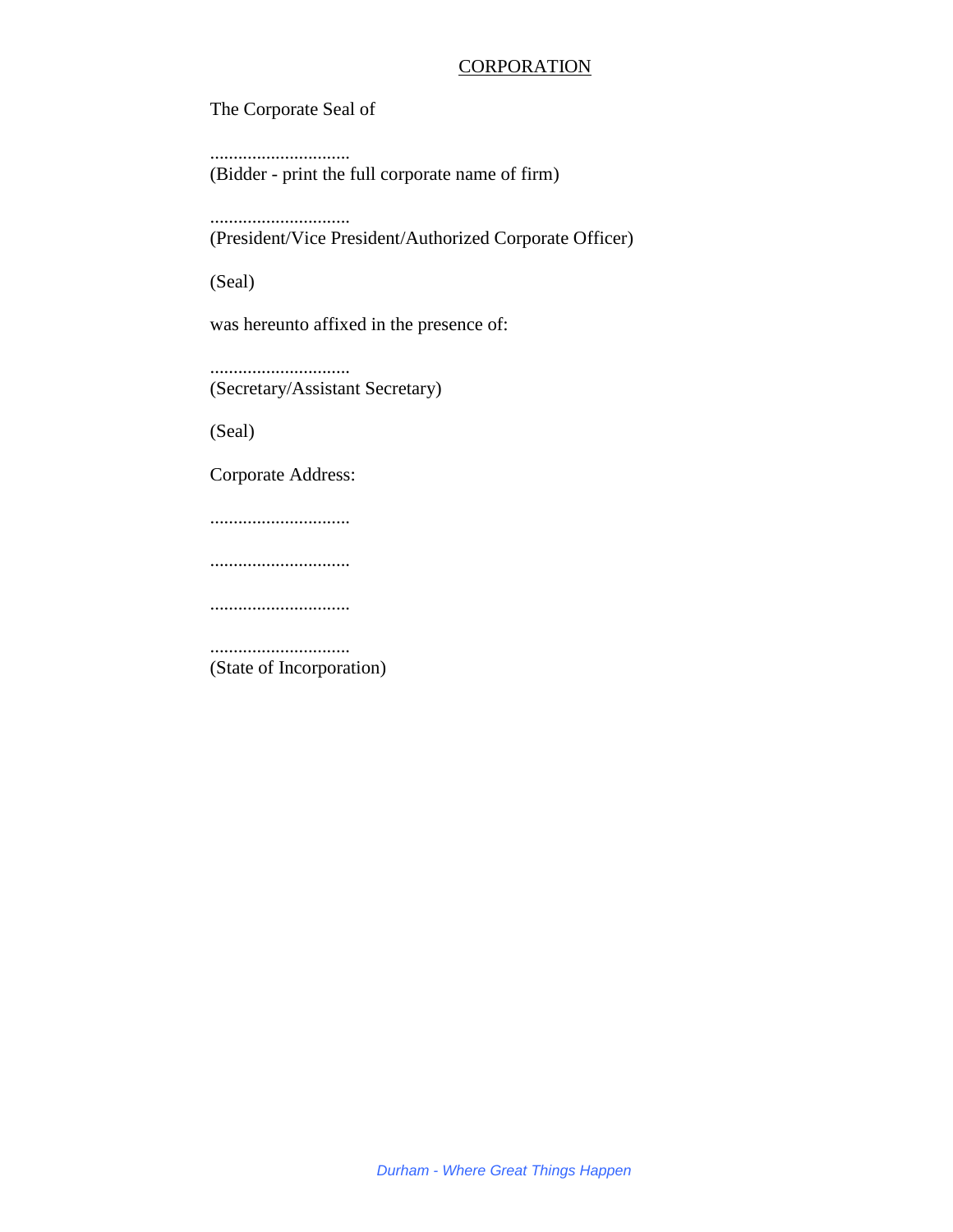<u>CORPORATION</u>

The Corporate Seal of

..............................
(Bidder - print the full corporate name of firm)

..............................
(President/Vice President/Authorized Corporate Officer)

(Seal)

was hereunto affixed in the presence of:

..............................
(Secretary/Assistant Secretary)

(Seal)

Corporate Address:

..............................

..............................

..............................

..............................
(State of Incorporation)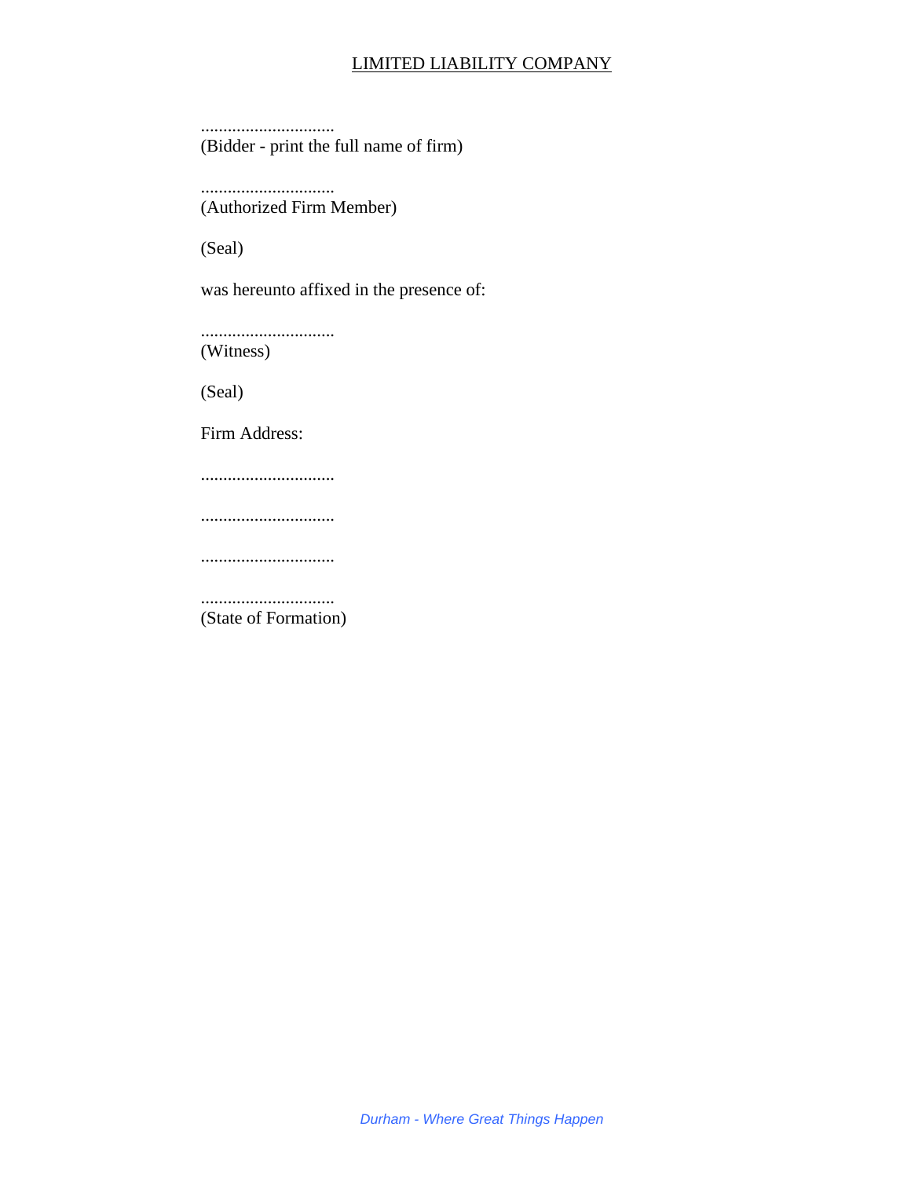<u>LIMITED LIABILITY COMPANY</u>

..............................
(Bidder - print the full name of firm)

..............................
(Authorized Firm Member)

(Seal)

was hereunto affixed in the presence of:

..............................
(Witness)

(Seal)

Firm Address:

..............................

..............................

..............................

..............................
(State of Formation)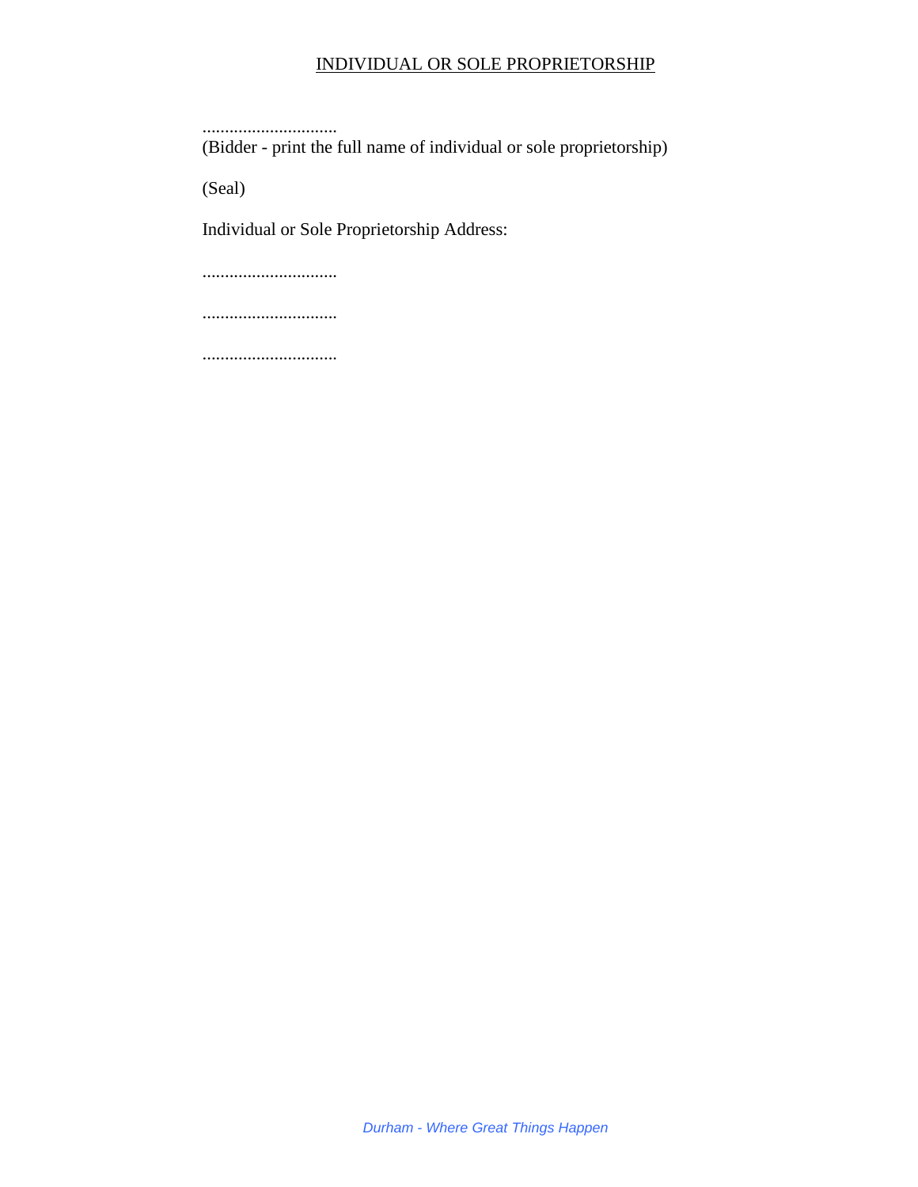INDIVIDUAL OR SOLE PROPRIETORSHIP

..............................
(Bidder - print the full name of individual or sole proprietorship)

(Seal)

Individual or Sole Proprietorship Address:

..............................

..............................

..............................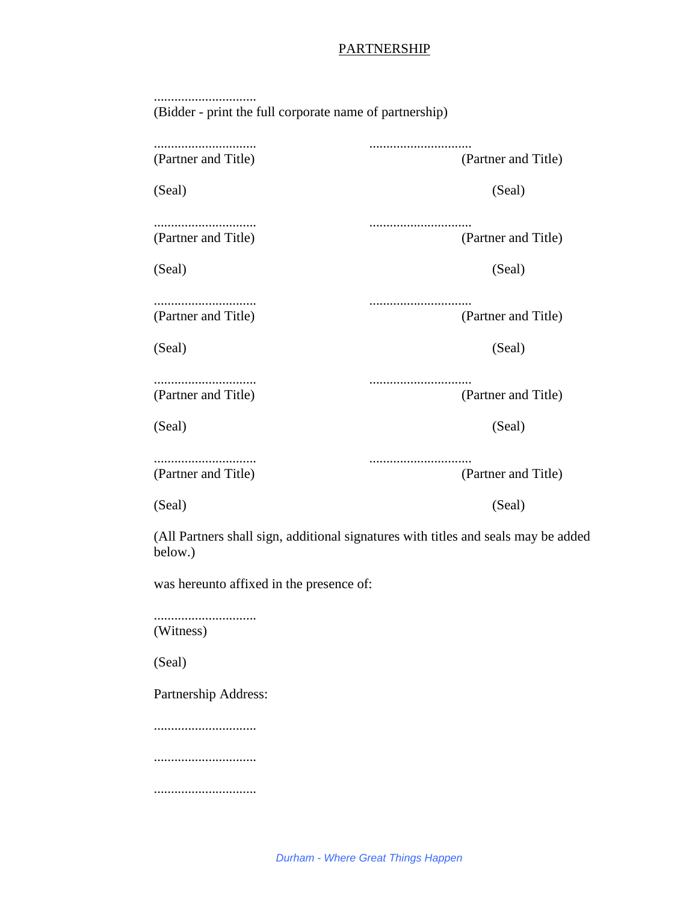# PARTNERSHIP

..............................
(Bidder - print the full corporate name of partnership)

| | |
|---|---|
| ..............................<br>(Partner and Title) | ..............................<br>(Partner and Title) |
| (Seal) | (Seal) |
| ..............................<br>(Partner and Title) | ..............................<br>(Partner and Title) |
| (Seal) | (Seal) |
| ..............................<br>(Partner and Title) | ..............................<br>(Partner and Title) |
| (Seal) | (Seal) |
| ..............................<br>(Partner and Title) | ..............................<br>(Partner and Title) |
| (Seal) | (Seal) |
| ..............................<br>(Partner and Title) | ..............................<br>(Partner and Title) |
| (Seal) | (Seal) |

(All Partners shall sign, additional signatures with titles and seals may be added below.)

was hereunto affixed in the presence of:

..............................
(Witness)

(Seal)

Partnership Address:

..............................

..............................

..............................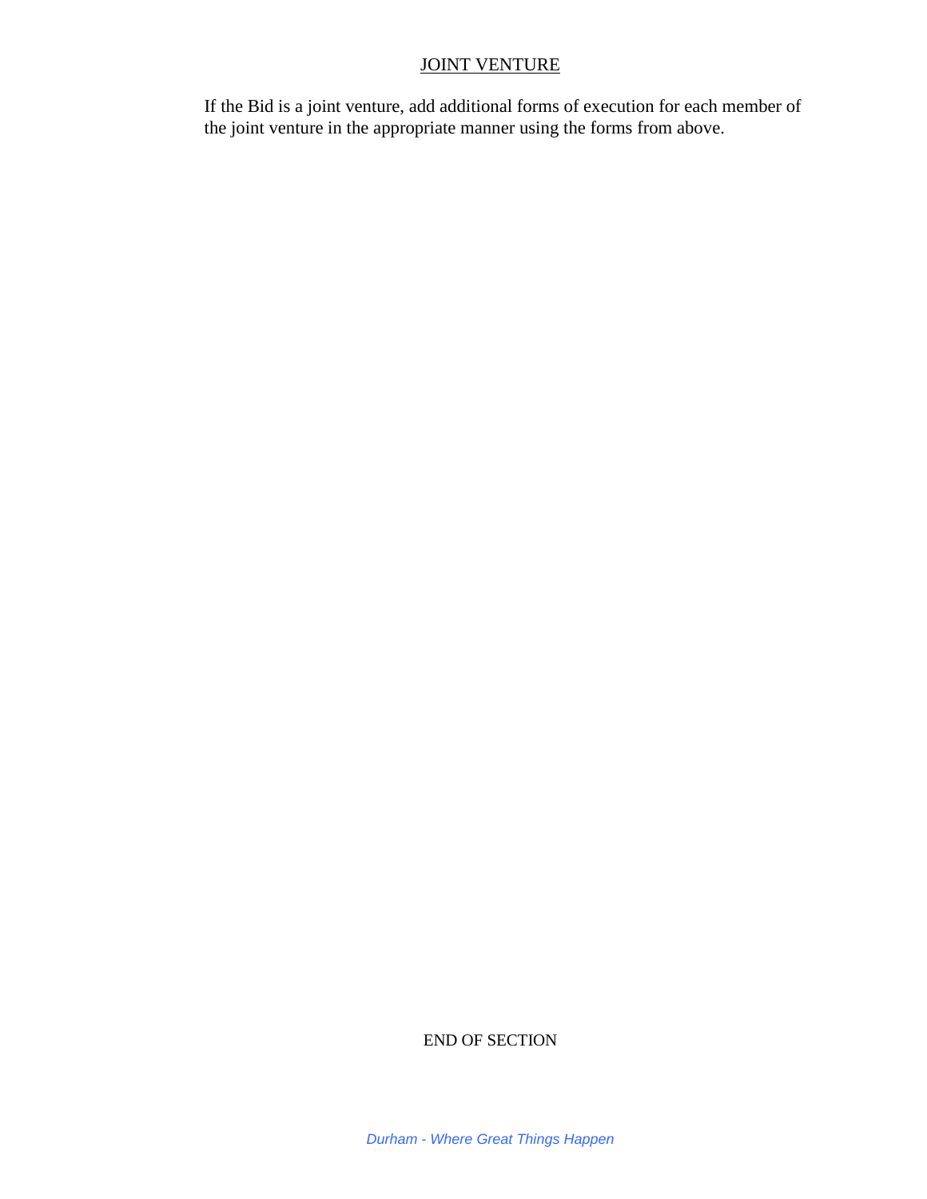## JOINT VENTURE

If the Bid is a joint venture, add additional forms of execution for each member of the joint venture in the appropriate manner using the forms from above.

END OF SECTION